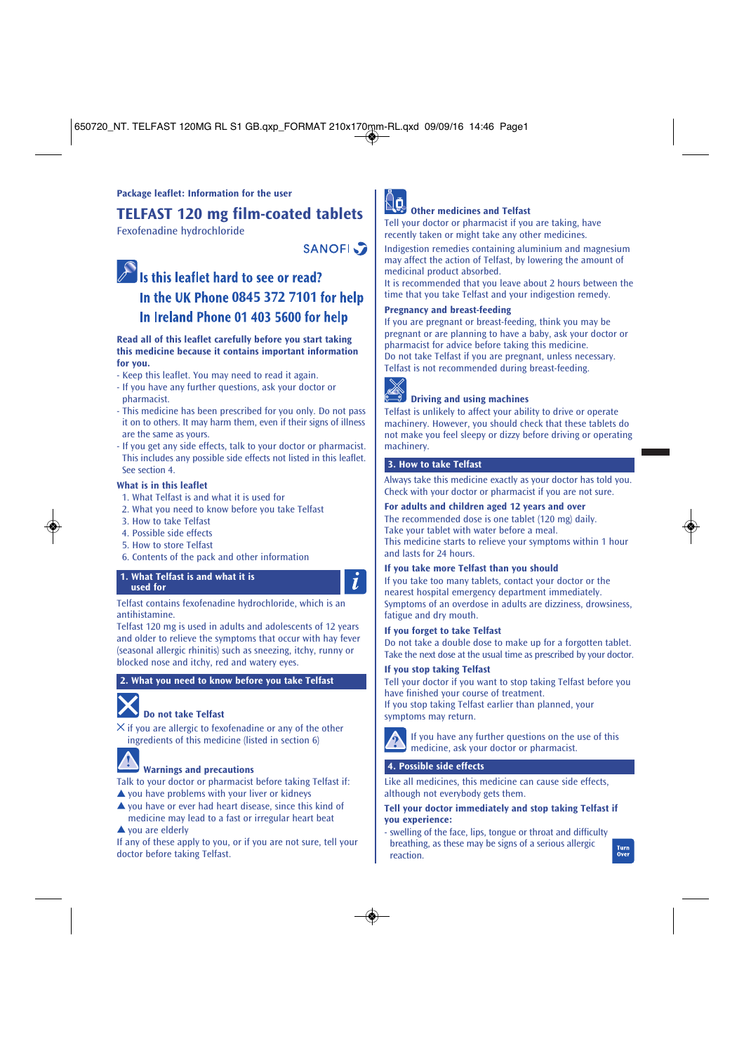Package leaflet: Information for the user

# TELFAST 120 mg film-coated tablets

Fexofenadine hydrochloride

SANOFI

## Is this leaflet hard to see or read?
## In the UK Phone 0845 372 7101 for help
## In Ireland Phone 01 403 5600 for help

**Read all of this leaflet carefully before you start taking this medicine because it contains important information for you.**

- Keep this leaflet. You may need to read it again.
- If you have any further questions, ask your doctor or pharmacist.
- This medicine has been prescribed for you only. Do not pass it on to others. It may harm them, even if their signs of illness are the same as yours.
- If you get any side effects, talk to your doctor or pharmacist. This includes any possible side effects not listed in this leaflet. See section 4.

**What is in this leaflet**

1. What Telfast is and what it is used for
2. What you need to know before you take Telfast
3. How to take Telfast
4. Possible side effects
5. How to store Telfast
6. Contents of the pack and other information

## 1. What Telfast is and what it is used for

Telfast contains fexofenadine hydrochloride, which is an antihistamine.

Telfast 120 mg is used in adults and adolescents of 12 years and older to relieve the symptoms that occur with hay fever (seasonal allergic rhinitis) such as sneezing, itchy, runny or blocked nose and itchy, red and watery eyes.

## 2. What you need to know before you take Telfast

### Do not take Telfast

- if you are allergic to fexofenadine or any of the other ingredients of this medicine (listed in section 6)

### Warnings and precautions

Talk to your doctor or pharmacist before taking Telfast if:

- you have problems with your liver or kidneys
- you have or ever had heart disease, since this kind of medicine may lead to a fast or irregular heart beat
- you are elderly

If any of these apply to you, or if you are not sure, tell your doctor before taking Telfast.

### Other medicines and Telfast

Tell your doctor or pharmacist if you are taking, have recently taken or might take any other medicines.

Indigestion remedies containing aluminium and magnesium may affect the action of Telfast, by lowering the amount of medicinal product absorbed.

It is recommended that you leave about 2 hours between the time that you take Telfast and your indigestion remedy.

### Pregnancy and breast-feeding

If you are pregnant or breast-feeding, think you may be pregnant or are planning to have a baby, ask your doctor or pharmacist for advice before taking this medicine.

Do not take Telfast if you are pregnant, unless necessary.

Telfast is not recommended during breast-feeding.

### Driving and using machines

Telfast is unlikely to affect your ability to drive or operate machinery. However, you should check that these tablets do not make you feel sleepy or dizzy before driving or operating machinery.

## 3. How to take Telfast

Always take this medicine exactly as your doctor has told you. Check with your doctor or pharmacist if you are not sure.

### For adults and children aged 12 years and over

The recommended dose is one tablet (120 mg) daily.

Take your tablet with water before a meal.

This medicine starts to relieve your symptoms within 1 hour and lasts for 24 hours.

### If you take more Telfast than you should

If you take too many tablets, contact your doctor or the nearest hospital emergency department immediately.

Symptoms of an overdose in adults are dizziness, drowsiness, fatigue and dry mouth.

### If you forget to take Telfast

Do not take a double dose to make up for a forgotten tablet.

Take the next dose at the usual time as prescribed by your doctor.

### If you stop taking Telfast

Tell your doctor if you want to stop taking Telfast before you have finished your course of treatment.

If you stop taking Telfast earlier than planned, your symptoms may return.

If you have any further questions on the use of this medicine, ask your doctor or pharmacist.

## 4. Possible side effects

Like all medicines, this medicine can cause side effects, although not everybody gets them.

**Tell your doctor immediately and stop taking Telfast if you experience:**

- swelling of the face, lips, tongue or throat and difficulty breathing, as these may be signs of a serious allergic reaction.

Turn Over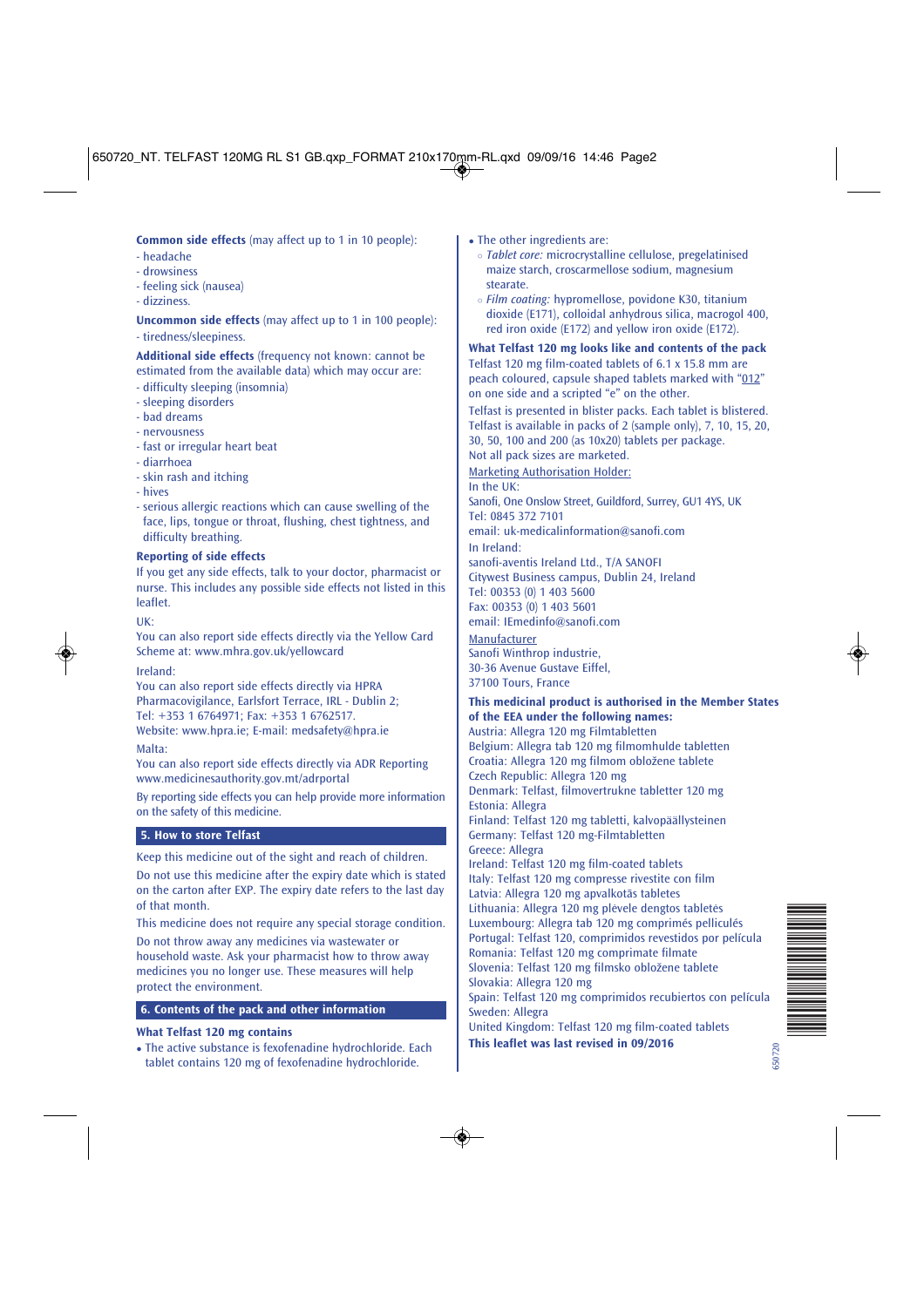**Common side effects** (may affect up to 1 in 10 people):

- headache
- drowsiness
- feeling sick (nausea)
- dizziness.

**Uncommon side effects** (may affect up to 1 in 100 people):

- tiredness/sleepiness.

**Additional side effects** (frequency not known: cannot be estimated from the available data) which may occur are:

- difficulty sleeping (insomnia)
- sleeping disorders
- bad dreams
- nervousness
- fast or irregular heart beat
- diarrhoea
- skin rash and itching
- hives
- serious allergic reactions which can cause swelling of the face, lips, tongue or throat, flushing, chest tightness, and difficulty breathing.

**Reporting of side effects**

If you get any side effects, talk to your doctor, pharmacist or nurse. This includes any possible side effects not listed in this leaflet.

UK:

You can also report side effects directly via the Yellow Card Scheme at: www.mhra.gov.uk/yellowcard

Ireland:

You can also report side effects directly via HPRA Pharmacovigilance, Earlsfort Terrace, IRL - Dublin 2; Tel: +353 1 6764971; Fax: +353 1 6762517. Website: www.hpra.ie; E-mail: medsafety@hpra.ie

Malta:

You can also report side effects directly via ADR Reporting www.medicinesauthority.gov.mt/adrportal

By reporting side effects you can help provide more information on the safety of this medicine.

## 5. How to store Telfast

Keep this medicine out of the sight and reach of children.

Do not use this medicine after the expiry date which is stated on the carton after EXP. The expiry date refers to the last day of that month.

This medicine does not require any special storage condition.

Do not throw away any medicines via wastewater or household waste. Ask your pharmacist how to throw away medicines you no longer use. These measures will help protect the environment.

## 6. Contents of the pack and other information

**What Telfast 120 mg contains**

- The active substance is fexofenadine hydrochloride. Each tablet contains 120 mg of fexofenadine hydrochloride.
- The other ingredients are:
  - *Tablet core:* microcrystalline cellulose, pregelatinised maize starch, croscarmellose sodium, magnesium stearate.
  - *Film coating:* hypromellose, povidone K30, titanium dioxide (E171), colloidal anhydrous silica, macrogol 400, red iron oxide (E172) and yellow iron oxide (E172).

**What Telfast 120 mg looks like and contents of the pack**

Telfast 120 mg film-coated tablets of 6.1 x 15.8 mm are peach coloured, capsule shaped tablets marked with "012" on one side and a scripted "e" on the other.

Telfast is presented in blister packs. Each tablet is blistered. Telfast is available in packs of 2 (sample only), 7, 10, 15, 20, 30, 50, 100 and 200 (as 10x20) tablets per package. Not all pack sizes are marketed.

Marketing Authorisation Holder:

In the UK:

Sanofi, One Onslow Street, Guildford, Surrey, GU1 4YS, UK
Tel: 0845 372 7101
email: uk-medicalinformation@sanofi.com

In Ireland:

sanofi-aventis Ireland Ltd., T/A SANOFI
Citywest Business campus, Dublin 24, Ireland
Tel: 00353 (0) 1 403 5600
Fax: 00353 (0) 1 403 5601
email: IEmedinfo@sanofi.com

Manufacturer

Sanofi Winthrop industrie,
30-36 Avenue Gustave Eiffel,
37100 Tours, France

**This medicinal product is authorised in the Member States of the EEA under the following names:**

Austria: Allegra 120 mg Filmtabletten
Belgium: Allegra tab 120 mg filmomhulde tabletten
Croatia: Allegra 120 mg filmom obložene tablete
Czech Republic: Allegra 120 mg
Denmark: Telfast, filmovertrukne tabletter 120 mg
Estonia: Allegra
Finland: Telfast 120 mg tabletti, kalvopäällysteinen
Germany: Telfast 120 mg-Filmtabletten
Greece: Allegra
Ireland: Telfast 120 mg film-coated tablets
Italy: Telfast 120 mg compresse rivestite con film
Latvia: Allegra 120 mg apvalkotās tabletes
Lithuania: Allegra 120 mg plėvele dengtos tabletės
Luxembourg: Allegra tab 120 mg comprimés pelliculés
Portugal: Telfast 120, comprimidos revestidos por película
Romania: Telfast 120 mg comprimate filmate
Slovenia: Telfast 120 mg filmsko obložene tablete
Slovakia: Allegra 120 mg
Spain: Telfast 120 mg comprimidos recubiertos con película
Sweden: Allegra
United Kingdom: Telfast 120 mg film-coated tablets

**This leaflet was last revised in 09/2016**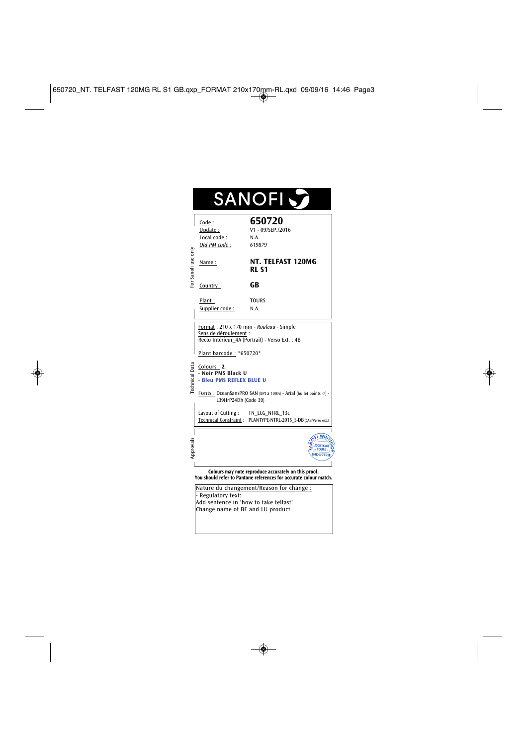SANOFI

*For Sanofi use only*

| | |
|---|---|
| Code : | **650720** |
| Update : | V1 - 09/SEP./2016 |
| Local code : | N.A. |
| *Old PM code :* | *619879* |
| Name : | **NT. TELFAST 120MG RL S1** |
| Country : | **GB** |
| Plant : | TOURS |
| Supplier code : | N.A. |

*Technical Data*

Format : 210 x 170 mm - *Rouleau* - Simple
Sens de déroulement :
Recto Intérieur_4A (Portrait) - Verso Ext. : 4B

Plant barcode : *650720*

Colours : **2**
**- Noir PMS Black U**
**- Bleu PMS REFLEX BLUE U**

Fonts : OceanSansPRO SAN (8Pt à 100%) - Arial (bullet points ○) - L39HrP24Dh (Code 39)

Layout of Cutting : TN_LCG_NTRL_13c
Technical Constraint : PLANTYPE-NTRL-2015_S-DB (CAB/Verso ext.)

*Approvals*

SANOFI WINTHROP LOGISTIQUE - TOURS - INDUSTRIE

**Colours may note reproduce accurately on this proof.**
**You should refer to Pantone references for accurate colour match.**

Nature du changement/Reason for change :
- Regulatory text:
Add sentence in 'how to take telfast'
Change name of BE and LU product